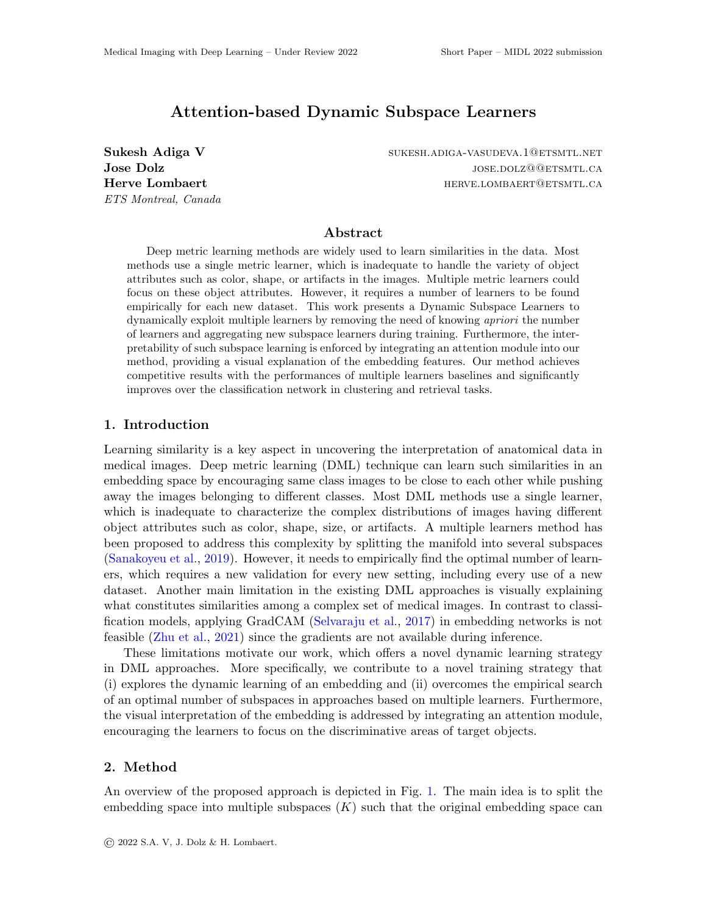# Attention-based Dynamic Subspace Learners

**Sukesh Adiga V** SUKESH.ADIGA-VASUDEVA.1@ETSMTL.NET
**Jose Dolz** JOSE.DOLZ@@ETSMTL.CA
**Herve Lombaert** HERVE.LOMBAERT@ETSMTL.CA
*ETS Montreal, Canada*

## Abstract

Deep metric learning methods are widely used to learn similarities in the data. Most methods use a single metric learner, which is inadequate to handle the variety of object attributes such as color, shape, or artifacts in the images. Multiple metric learners could focus on these object attributes. However, it requires a number of learners to be found empirically for each new dataset. This work presents a Dynamic Subspace Learners to dynamically exploit multiple learners by removing the need of knowing *apriori* the number of learners and aggregating new subspace learners during training. Furthermore, the interpretability of such subspace learning is enforced by integrating an attention module into our method, providing a visual explanation of the embedding features. Our method achieves competitive results with the performances of multiple learners baselines and significantly improves over the classification network in clustering and retrieval tasks.

## 1. Introduction

Learning similarity is a key aspect in uncovering the interpretation of anatomical data in medical images. Deep metric learning (DML) technique can learn such similarities in an embedding space by encouraging same class images to be close to each other while pushing away the images belonging to different classes. Most DML methods use a single learner, which is inadequate to characterize the complex distributions of images having different object attributes such as color, shape, size, or artifacts. A multiple learners method has been proposed to address this complexity by splitting the manifold into several subspaces (Sanakoyeu et al., 2019). However, it needs to empirically find the optimal number of learners, which requires a new validation for every new setting, including every use of a new dataset. Another main limitation in the existing DML approaches is visually explaining what constitutes similarities among a complex set of medical images. In contrast to classification models, applying GradCAM (Selvaraju et al., 2017) in embedding networks is not feasible (Zhu et al., 2021) since the gradients are not available during inference.

These limitations motivate our work, which offers a novel dynamic learning strategy in DML approaches. More specifically, we contribute to a novel training strategy that (i) explores the dynamic learning of an embedding and (ii) overcomes the empirical search of an optimal number of subspaces in approaches based on multiple learners. Furthermore, the visual interpretation of the embedding is addressed by integrating an attention module, encouraging the learners to focus on the discriminative areas of target objects.

## 2. Method

An overview of the proposed approach is depicted in Fig. 1. The main idea is to split the embedding space into multiple subspaces ($K$) such that the original embedding space can

© 2022 S.A. V, J. Dolz & H. Lombaert.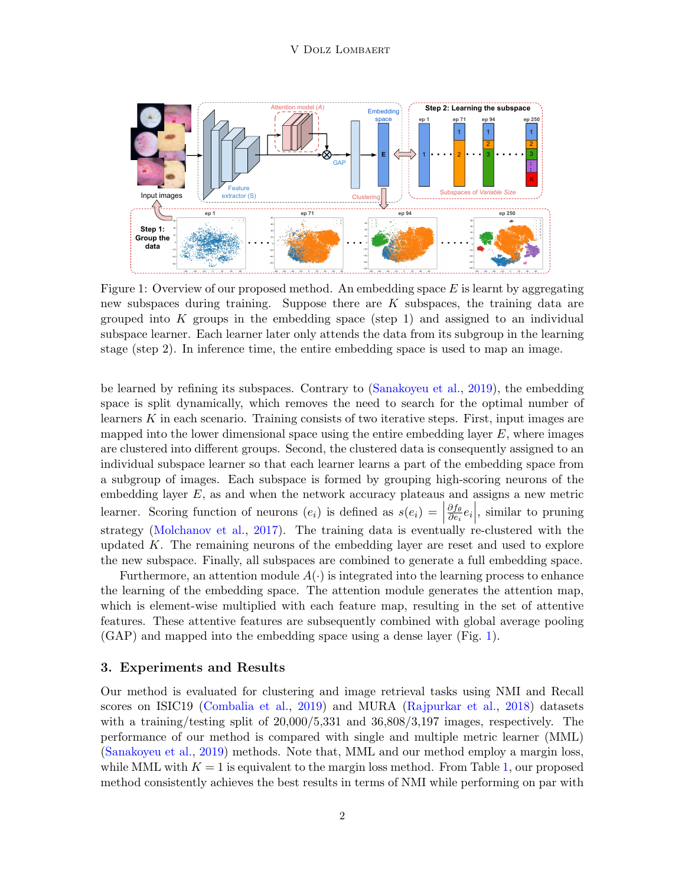Figure 1: Overview of our proposed method. An embedding space $E$ is learnt by aggregating new subspaces during training. Suppose there are $K$ subspaces, the training data are grouped into $K$ groups in the embedding space (step 1) and assigned to an individual subspace learner. Each learner later only attends the data from its subgroup in the learning stage (step 2). In inference time, the entire embedding space is used to map an image.

be learned by refining its subspaces. Contrary to (Sanakoyeu et al., 2019), the embedding space is split dynamically, which removes the need to search for the optimal number of learners $K$ in each scenario. Training consists of two iterative steps. First, input images are mapped into the lower dimensional space using the entire embedding layer $E$, where images are clustered into different groups. Second, the clustered data is consequently assigned to an individual subspace learner so that each learner learns a part of the embedding space from a subgroup of images. Each subspace is formed by grouping high-scoring neurons of the embedding layer $E$, as and when the network accuracy plateaus and assigns a new metric learner. Scoring function of neurons ($e_i$) is defined as $s(e_i) = \left|\frac{\partial f_\theta}{\partial e_i} e_i\right|$, similar to pruning strategy (Molchanov et al., 2017). The training data is eventually re-clustered with the updated $K$. The remaining neurons of the embedding layer are reset and used to explore the new subspace. Finally, all subspaces are combined to generate a full embedding space.

Furthermore, an attention module $A(\cdot)$ is integrated into the learning process to enhance the learning of the embedding space. The attention module generates the attention map, which is element-wise multiplied with each feature map, resulting in the set of attentive features. These attentive features are subsequently combined with global average pooling (GAP) and mapped into the embedding space using a dense layer (Fig. 1).

## 3. Experiments and Results

Our method is evaluated for clustering and image retrieval tasks using NMI and Recall scores on ISIC19 (Combalia et al., 2019) and MURA (Rajpurkar et al., 2018) datasets with a training/testing split of 20,000/5,331 and 36,808/3,197 images, respectively. The performance of our method is compared with single and multiple metric learner (MML) (Sanakoyeu et al., 2019) methods. Note that, MML and our method employ a margin loss, while MML with $K = 1$ is equivalent to the margin loss method. From Table 1, our proposed method consistently achieves the best results in terms of NMI while performing on par with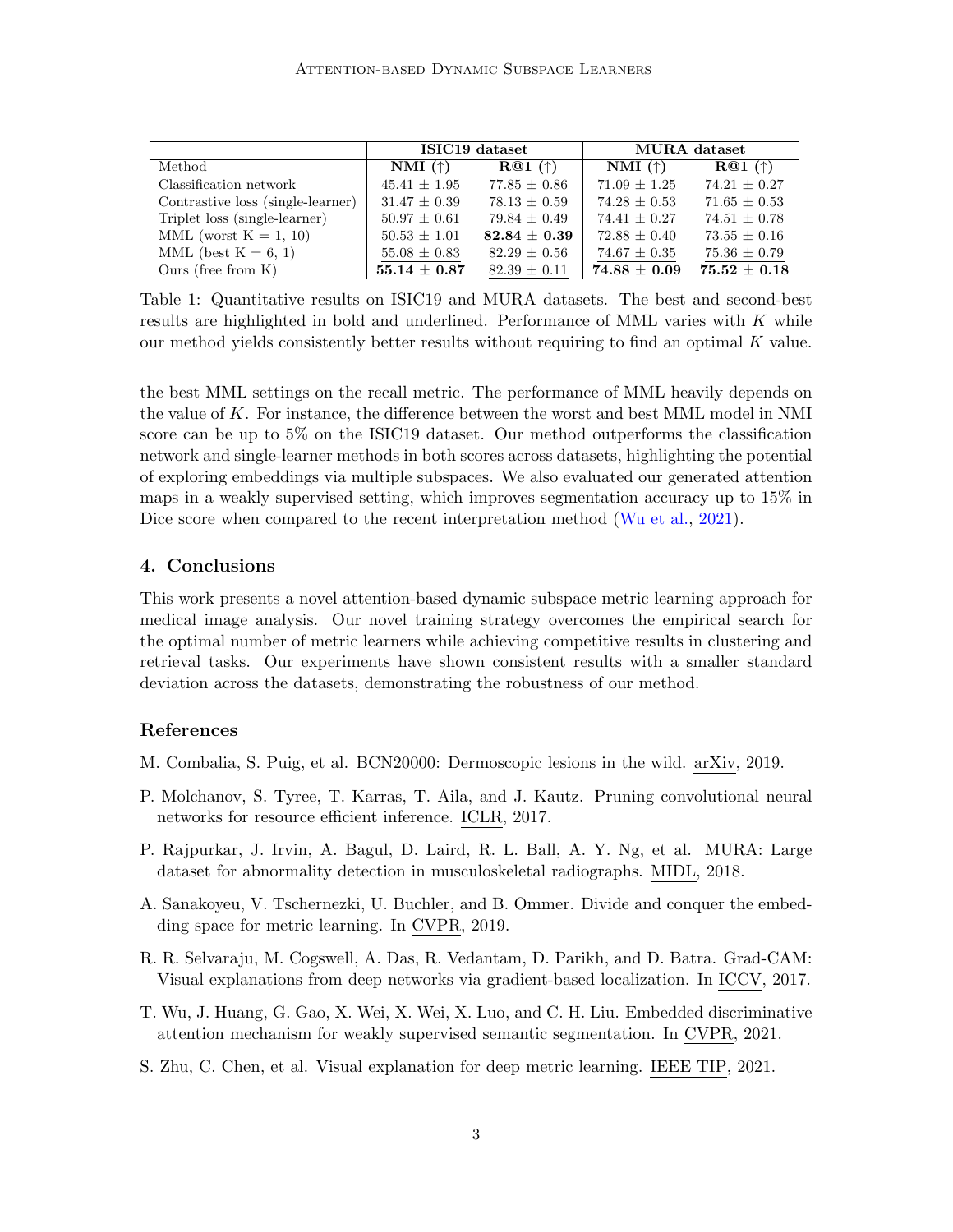| | ISIC19 dataset | | MURA dataset | |
|---|---|---|---|---|
| Method | NMI (↑) | R@1 (↑) | NMI (↑) | R@1 (↑) |
| Classification network | 45.41 ± 1.95 | 77.85 ± 0.86 | 71.09 ± 1.25 | 74.21 ± 0.27 |
| Contrastive loss (single-learner) | 31.47 ± 0.39 | 78.13 ± 0.59 | 74.28 ± 0.53 | 71.65 ± 0.53 |
| Triplet loss (single-learner) | 50.97 ± 0.61 | 79.84 ± 0.49 | 74.41 ± 0.27 | 74.51 ± 0.78 |
| MML (worst K = 1, 10) | 50.53 ± 1.01 | **82.84 ± 0.39** | 72.88 ± 0.40 | 73.55 ± 0.16 |
| MML (best K = 6, 1) | 55.08 ± 0.83 | 82.29 ± 0.56 | 74.67 ± 0.35 | 75.36 ± 0.79 |
| Ours (free from K) | **55.14 ± 0.87** | 82.39 ± 0.11 | **74.88 ± 0.09** | **75.52 ± 0.18** |

Table 1: Quantitative results on ISIC19 and MURA datasets. The best and second-best results are highlighted in bold and underlined. Performance of MML varies with $K$ while our method yields consistently better results without requiring to find an optimal $K$ value.

the best MML settings on the recall metric. The performance of MML heavily depends on the value of $K$. For instance, the difference between the worst and best MML model in NMI score can be up to 5% on the ISIC19 dataset. Our method outperforms the classification network and single-learner methods in both scores across datasets, highlighting the potential of exploring embeddings via multiple subspaces. We also evaluated our generated attention maps in a weakly supervised setting, which improves segmentation accuracy up to 15% in Dice score when compared to the recent interpretation method (Wu et al., 2021).

## 4. Conclusions

This work presents a novel attention-based dynamic subspace metric learning approach for medical image analysis. Our novel training strategy overcomes the empirical search for the optimal number of metric learners while achieving competitive results in clustering and retrieval tasks. Our experiments have shown consistent results with a smaller standard deviation across the datasets, demonstrating the robustness of our method.

## References

M. Combalia, S. Puig, et al. BCN20000: Dermoscopic lesions in the wild. arXiv, 2019.

P. Molchanov, S. Tyree, T. Karras, T. Aila, and J. Kautz. Pruning convolutional neural networks for resource efficient inference. ICLR, 2017.

P. Rajpurkar, J. Irvin, A. Bagul, D. Laird, R. L. Ball, A. Y. Ng, et al. MURA: Large dataset for abnormality detection in musculoskeletal radiographs. MIDL, 2018.

A. Sanakoyeu, V. Tschernezki, U. Buchler, and B. Ommer. Divide and conquer the embedding space for metric learning. In CVPR, 2019.

R. R. Selvaraju, M. Cogswell, A. Das, R. Vedantam, D. Parikh, and D. Batra. Grad-CAM: Visual explanations from deep networks via gradient-based localization. In ICCV, 2017.

T. Wu, J. Huang, G. Gao, X. Wei, X. Wei, X. Luo, and C. H. Liu. Embedded discriminative attention mechanism for weakly supervised semantic segmentation. In CVPR, 2021.

S. Zhu, C. Chen, et al. Visual explanation for deep metric learning. IEEE TIP, 2021.